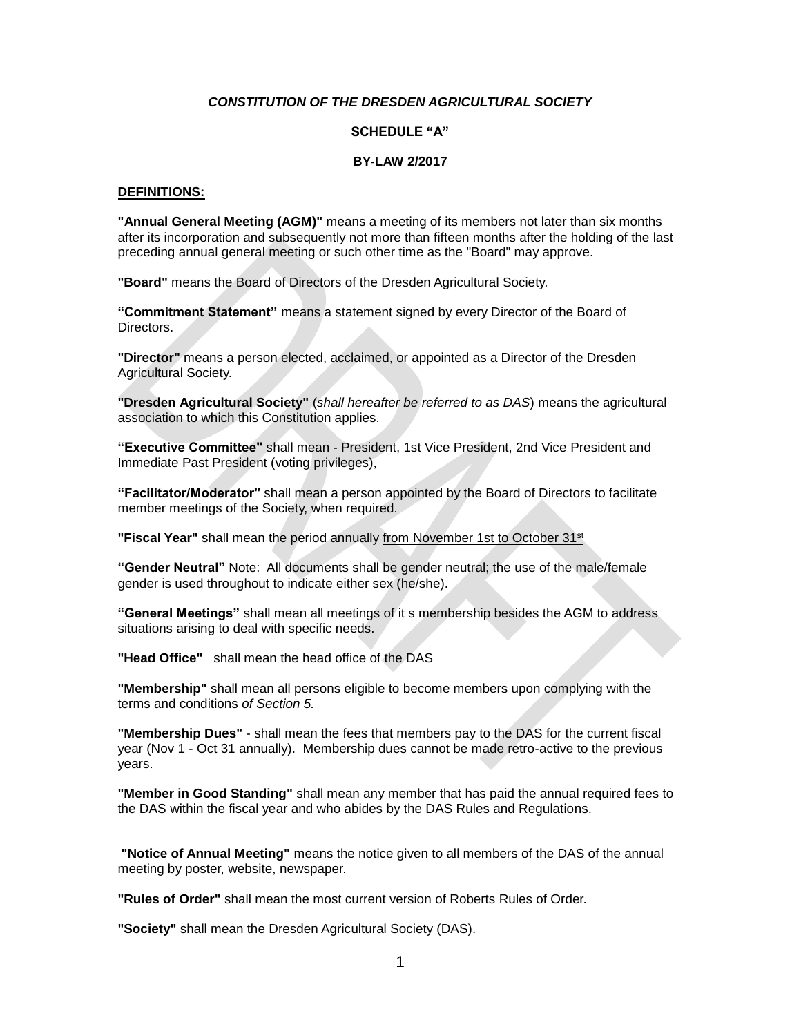***CONSTITUTION OF THE DRESDEN AGRICULTURAL SOCIETY***

**SCHEDULE "A"**

**BY-LAW 2/2017**

**DEFINITIONS:**

**"Annual General Meeting (AGM)"** means a meeting of its members not later than six months after its incorporation and subsequently not more than fifteen months after the holding of the last preceding annual general meeting or such other time as the "Board" may approve.

**"Board"** means the Board of Directors of the Dresden Agricultural Society.

**"Commitment Statement"** means a statement signed by every Director of the Board of Directors.

**"Director"** means a person elected, acclaimed, or appointed as a Director of the Dresden Agricultural Society.

**"Dresden Agricultural Society"** (*shall hereafter be referred to as DAS*) means the agricultural association to which this Constitution applies.

**"Executive Committee"** shall mean - President, 1st Vice President, 2nd Vice President and Immediate Past President (voting privileges),

**"Facilitator/Moderator"** shall mean a person appointed by the Board of Directors to facilitate member meetings of the Society, when required.

**"Fiscal Year"** shall mean the period annually from November 1st to October 31st

**"Gender Neutral"** Note: All documents shall be gender neutral; the use of the male/female gender is used throughout to indicate either sex (he/she).

**"General Meetings"** shall mean all meetings of it s membership besides the AGM to address situations arising to deal with specific needs.

**"Head Office"** shall mean the head office of the DAS

**"Membership"** shall mean all persons eligible to become members upon complying with the terms and conditions *of Section 5.*

**"Membership Dues"** - shall mean the fees that members pay to the DAS for the current fiscal year (Nov 1 - Oct 31 annually). Membership dues cannot be made retro-active to the previous years.

**"Member in Good Standing"** shall mean any member that has paid the annual required fees to the DAS within the fiscal year and who abides by the DAS Rules and Regulations.

**"Notice of Annual Meeting"** means the notice given to all members of the DAS of the annual meeting by poster, website, newspaper.

**"Rules of Order"** shall mean the most current version of Roberts Rules of Order.

**"Society"** shall mean the Dresden Agricultural Society (DAS).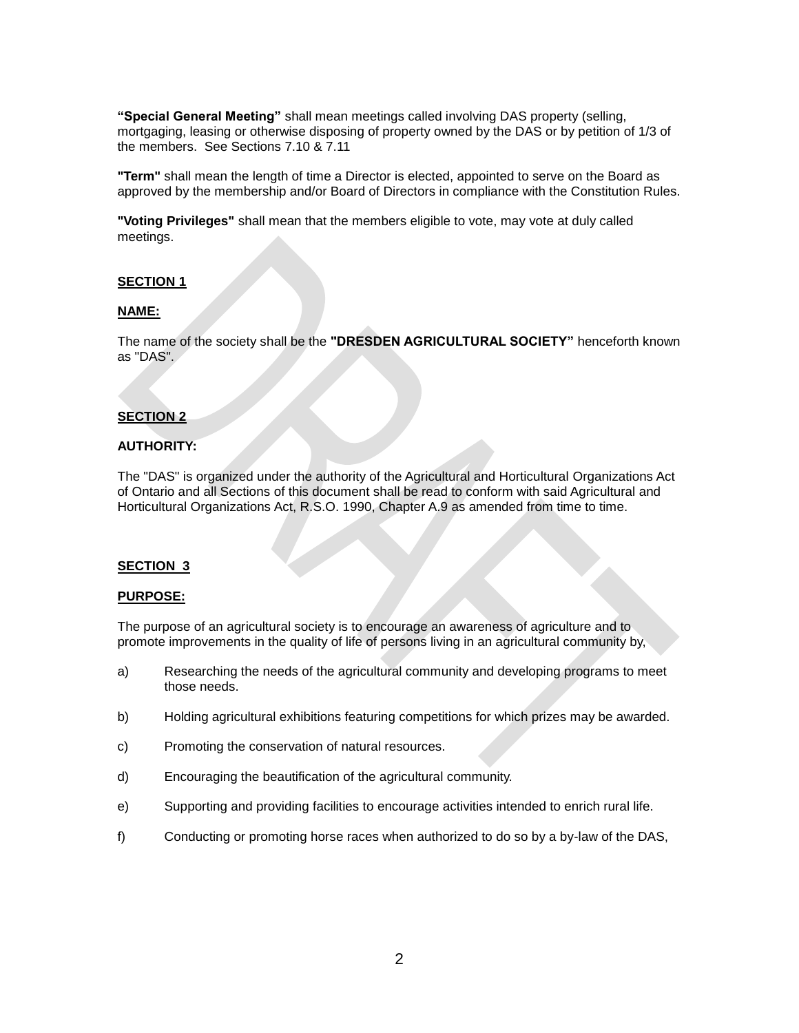**"Special General Meeting"** shall mean meetings called involving DAS property (selling, mortgaging, leasing or otherwise disposing of property owned by the DAS or by petition of 1/3 of the members. See Sections 7.10 & 7.11

**"Term"** shall mean the length of time a Director is elected, appointed to serve on the Board as approved by the membership and/or Board of Directors in compliance with the Constitution Rules.

**"Voting Privileges"** shall mean that the members eligible to vote, may vote at duly called meetings.

**SECTION 1**

**NAME:**

The name of the society shall be the **"DRESDEN AGRICULTURAL SOCIETY"** henceforth known as "DAS".

**SECTION 2**

**AUTHORITY:**

The "DAS" is organized under the authority of the Agricultural and Horticultural Organizations Act of Ontario and all Sections of this document shall be read to conform with said Agricultural and Horticultural Organizations Act, R.S.O. 1990, Chapter A.9 as amended from time to time.

**SECTION 3**

**PURPOSE:**

The purpose of an agricultural society is to encourage an awareness of agriculture and to promote improvements in the quality of life of persons living in an agricultural community by,

a) Researching the needs of the agricultural community and developing programs to meet those needs.

b) Holding agricultural exhibitions featuring competitions for which prizes may be awarded.

c) Promoting the conservation of natural resources.

d) Encouraging the beautification of the agricultural community.

e) Supporting and providing facilities to encourage activities intended to enrich rural life.

f) Conducting or promoting horse races when authorized to do so by a by-law of the DAS,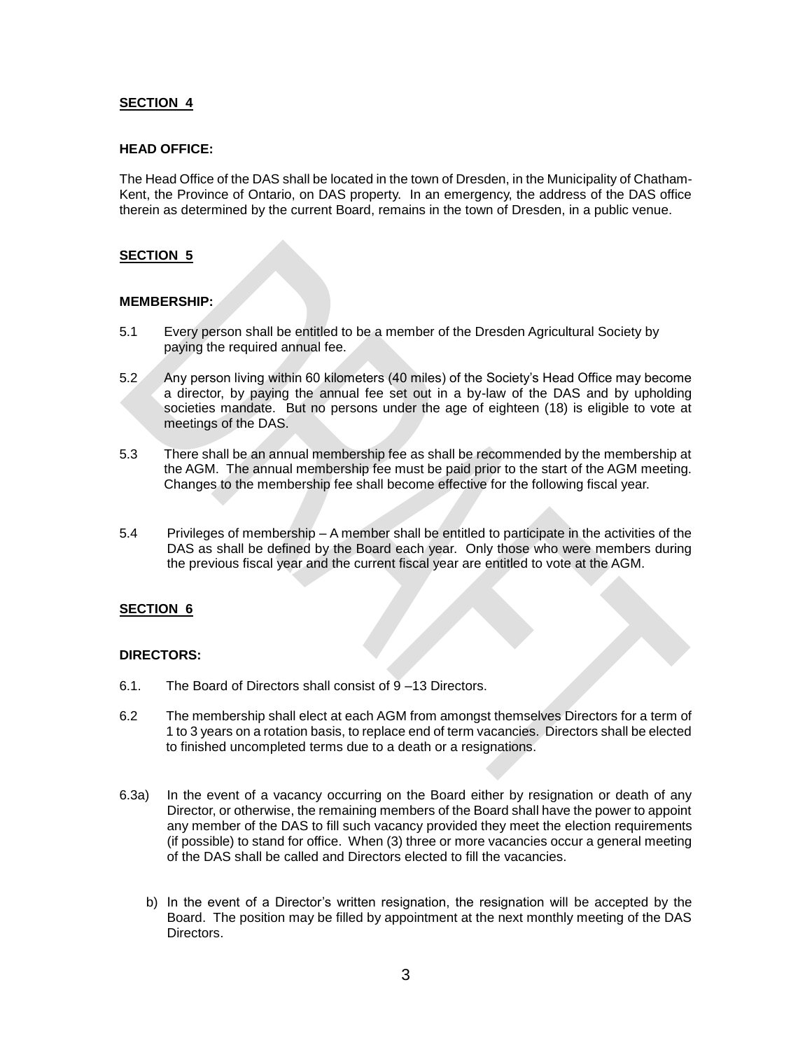**SECTION 4**

**HEAD OFFICE:**

The Head Office of the DAS shall be located in the town of Dresden, in the Municipality of Chatham-Kent, the Province of Ontario, on DAS property. In an emergency, the address of the DAS office therein as determined by the current Board, remains in the town of Dresden, in a public venue.

**SECTION 5**

**MEMBERSHIP:**

5.1 Every person shall be entitled to be a member of the Dresden Agricultural Society by paying the required annual fee.

5.2 Any person living within 60 kilometers (40 miles) of the Society's Head Office may become a director, by paying the annual fee set out in a by-law of the DAS and by upholding societies mandate. But no persons under the age of eighteen (18) is eligible to vote at meetings of the DAS.

5.3 There shall be an annual membership fee as shall be recommended by the membership at the AGM. The annual membership fee must be paid prior to the start of the AGM meeting. Changes to the membership fee shall become effective for the following fiscal year.

5.4 Privileges of membership – A member shall be entitled to participate in the activities of the DAS as shall be defined by the Board each year. Only those who were members during the previous fiscal year and the current fiscal year are entitled to vote at the AGM.

**SECTION 6**

**DIRECTORS:**

6.1. The Board of Directors shall consist of 9 –13 Directors.

6.2 The membership shall elect at each AGM from amongst themselves Directors for a term of 1 to 3 years on a rotation basis, to replace end of term vacancies. Directors shall be elected to finished uncompleted terms due to a death or a resignations.

6.3a) In the event of a vacancy occurring on the Board either by resignation or death of any Director, or otherwise, the remaining members of the Board shall have the power to appoint any member of the DAS to fill such vacancy provided they meet the election requirements (if possible) to stand for office. When (3) three or more vacancies occur a general meeting of the DAS shall be called and Directors elected to fill the vacancies.

b) In the event of a Director's written resignation, the resignation will be accepted by the Board. The position may be filled by appointment at the next monthly meeting of the DAS Directors.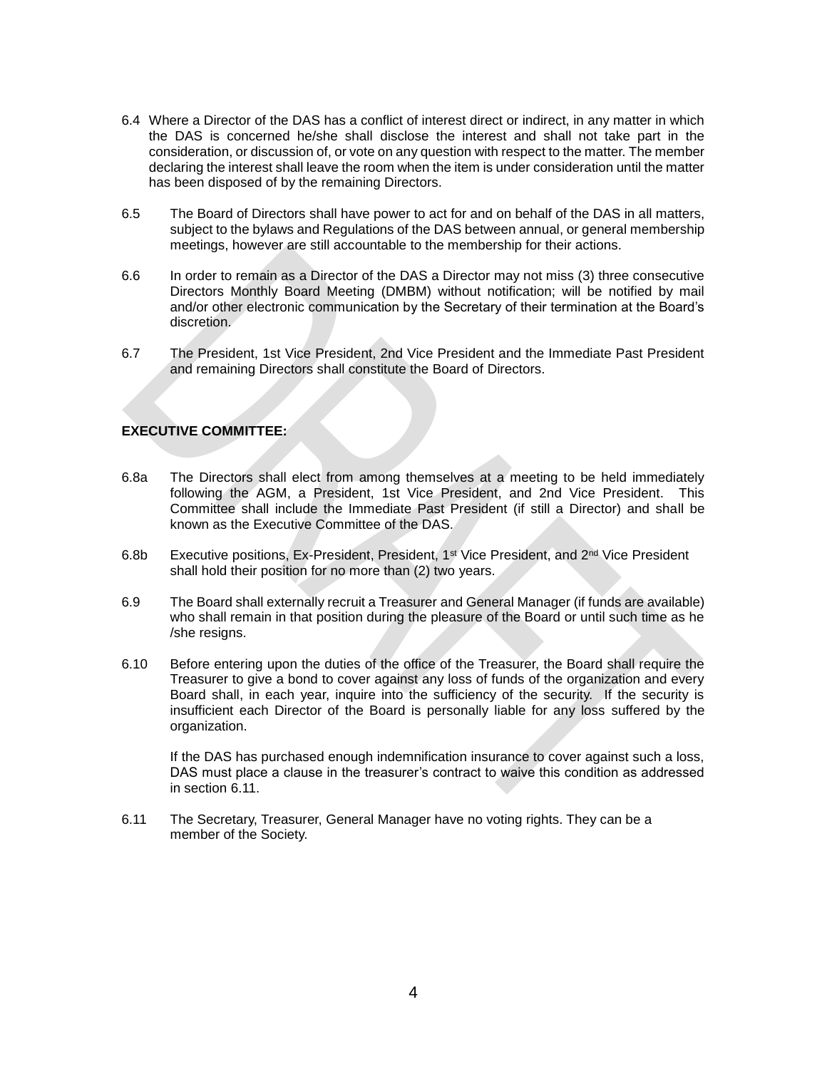6.4 Where a Director of the DAS has a conflict of interest direct or indirect, in any matter in which the DAS is concerned he/she shall disclose the interest and shall not take part in the consideration, or discussion of, or vote on any question with respect to the matter. The member declaring the interest shall leave the room when the item is under consideration until the matter has been disposed of by the remaining Directors.

6.5 The Board of Directors shall have power to act for and on behalf of the DAS in all matters, subject to the bylaws and Regulations of the DAS between annual, or general membership meetings, however are still accountable to the membership for their actions.

6.6 In order to remain as a Director of the DAS a Director may not miss (3) three consecutive Directors Monthly Board Meeting (DMBM) without notification; will be notified by mail and/or other electronic communication by the Secretary of their termination at the Board's discretion.

6.7 The President, 1st Vice President, 2nd Vice President and the Immediate Past President and remaining Directors shall constitute the Board of Directors.

**EXECUTIVE COMMITTEE:**

6.8a The Directors shall elect from among themselves at a meeting to be held immediately following the AGM, a President, 1st Vice President, and 2nd Vice President. This Committee shall include the Immediate Past President (if still a Director) and shall be known as the Executive Committee of the DAS.

6.8b Executive positions, Ex-President, President, 1st Vice President, and 2nd Vice President shall hold their position for no more than (2) two years.

6.9 The Board shall externally recruit a Treasurer and General Manager (if funds are available) who shall remain in that position during the pleasure of the Board or until such time as he /she resigns.

6.10 Before entering upon the duties of the office of the Treasurer, the Board shall require the Treasurer to give a bond to cover against any loss of funds of the organization and every Board shall, in each year, inquire into the sufficiency of the security. If the security is insufficient each Director of the Board is personally liable for any loss suffered by the organization.

If the DAS has purchased enough indemnification insurance to cover against such a loss, DAS must place a clause in the treasurer's contract to waive this condition as addressed in section 6.11.

6.11 The Secretary, Treasurer, General Manager have no voting rights. They can be a member of the Society.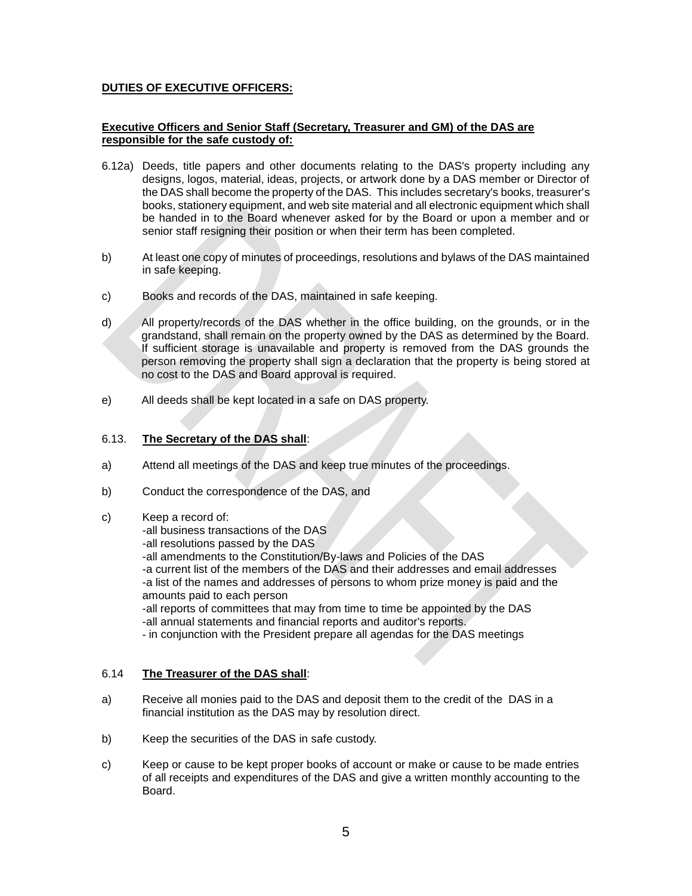**DUTIES OF EXECUTIVE OFFICERS:**

**Executive Officers and Senior Staff (Secretary, Treasurer and GM) of the DAS are responsible for the safe custody of:**

6.12a) Deeds, title papers and other documents relating to the DAS's property including any designs, logos, material, ideas, projects, or artwork done by a DAS member or Director of the DAS shall become the property of the DAS. This includes secretary's books, treasurer's books, stationery equipment, and web site material and all electronic equipment which shall be handed in to the Board whenever asked for by the Board or upon a member and or senior staff resigning their position or when their term has been completed.

b) At least one copy of minutes of proceedings, resolutions and bylaws of the DAS maintained in safe keeping.

c) Books and records of the DAS, maintained in safe keeping.

d) All property/records of the DAS whether in the office building, on the grounds, or in the grandstand, shall remain on the property owned by the DAS as determined by the Board. If sufficient storage is unavailable and property is removed from the DAS grounds the person removing the property shall sign a declaration that the property is being stored at no cost to the DAS and Board approval is required.

e) All deeds shall be kept located in a safe on DAS property.

6.13. **The Secretary of the DAS shall**:

a) Attend all meetings of the DAS and keep true minutes of the proceedings.

b) Conduct the correspondence of the DAS, and

c) Keep a record of:
-all business transactions of the DAS
-all resolutions passed by the DAS
-all amendments to the Constitution/By-laws and Policies of the DAS
-a current list of the members of the DAS and their addresses and email addresses
-a list of the names and addresses of persons to whom prize money is paid and the amounts paid to each person
-all reports of committees that may from time to time be appointed by the DAS
-all annual statements and financial reports and auditor's reports.
- in conjunction with the President prepare all agendas for the DAS meetings

6.14 **The Treasurer of the DAS shall**:

a) Receive all monies paid to the DAS and deposit them to the credit of the DAS in a financial institution as the DAS may by resolution direct.

b) Keep the securities of the DAS in safe custody.

c) Keep or cause to be kept proper books of account or make or cause to be made entries of all receipts and expenditures of the DAS and give a written monthly accounting to the Board.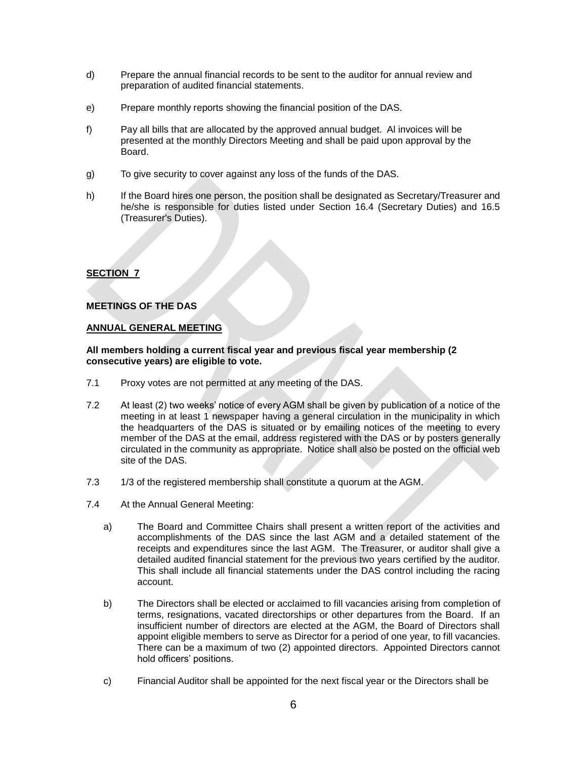d) Prepare the annual financial records to be sent to the auditor for annual review and preparation of audited financial statements.

e) Prepare monthly reports showing the financial position of the DAS.

f) Pay all bills that are allocated by the approved annual budget. Al invoices will be presented at the monthly Directors Meeting and shall be paid upon approval by the Board.

g) To give security to cover against any loss of the funds of the DAS.

h) If the Board hires one person, the position shall be designated as Secretary/Treasurer and he/she is responsible for duties listed under Section 16.4 (Secretary Duties) and 16.5 (Treasurer's Duties).

## SECTION 7

### MEETINGS OF THE DAS

### ANNUAL GENERAL MEETING

**All members holding a current fiscal year and previous fiscal year membership (2 consecutive years) are eligible to vote.**

7.1 Proxy votes are not permitted at any meeting of the DAS.

7.2 At least (2) two weeks' notice of every AGM shall be given by publication of a notice of the meeting in at least 1 newspaper having a general circulation in the municipality in which the headquarters of the DAS is situated or by emailing notices of the meeting to every member of the DAS at the email, address registered with the DAS or by posters generally circulated in the community as appropriate. Notice shall also be posted on the official web site of the DAS.

7.3 1/3 of the registered membership shall constitute a quorum at the AGM.

7.4 At the Annual General Meeting:

a) The Board and Committee Chairs shall present a written report of the activities and accomplishments of the DAS since the last AGM and a detailed statement of the receipts and expenditures since the last AGM. The Treasurer, or auditor shall give a detailed audited financial statement for the previous two years certified by the auditor. This shall include all financial statements under the DAS control including the racing account.

b) The Directors shall be elected or acclaimed to fill vacancies arising from completion of terms, resignations, vacated directorships or other departures from the Board. If an insufficient number of directors are elected at the AGM, the Board of Directors shall appoint eligible members to serve as Director for a period of one year, to fill vacancies. There can be a maximum of two (2) appointed directors. Appointed Directors cannot hold officers' positions.

c) Financial Auditor shall be appointed for the next fiscal year or the Directors shall be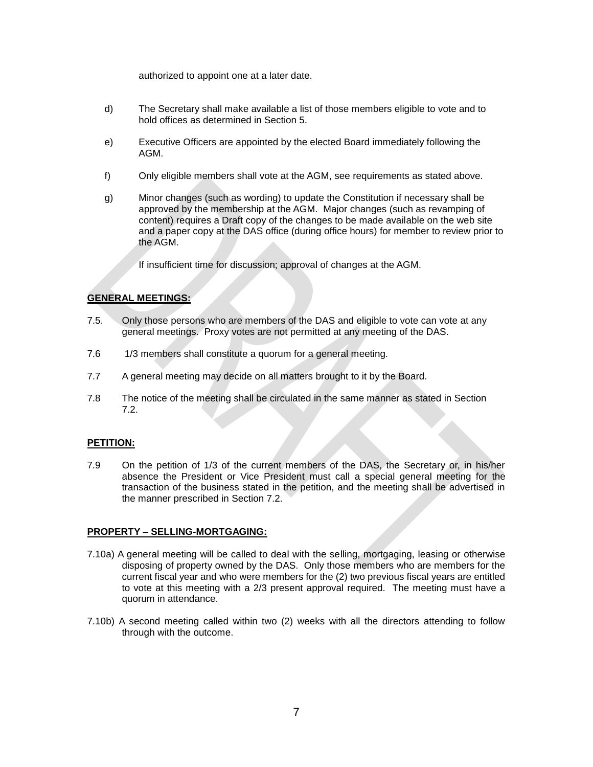authorized to appoint one at a later date.

d) The Secretary shall make available a list of those members eligible to vote and to hold offices as determined in Section 5.

e) Executive Officers are appointed by the elected Board immediately following the AGM.

f) Only eligible members shall vote at the AGM, see requirements as stated above.

g) Minor changes (such as wording) to update the Constitution if necessary shall be approved by the membership at the AGM. Major changes (such as revamping of content) requires a Draft copy of the changes to be made available on the web site and a paper copy at the DAS office (during office hours) for member to review prior to the AGM.

If insufficient time for discussion; approval of changes at the AGM.

**<u>GENERAL MEETINGS:</u>**

7.5. Only those persons who are members of the DAS and eligible to vote can vote at any general meetings. Proxy votes are not permitted at any meeting of the DAS.

7.6 1/3 members shall constitute a quorum for a general meeting.

7.7 A general meeting may decide on all matters brought to it by the Board.

7.8 The notice of the meeting shall be circulated in the same manner as stated in Section 7.2.

**<u>PETITION:</u>**

7.9 On the petition of 1/3 of the current members of the DAS, the Secretary or, in his/her absence the President or Vice President must call a special general meeting for the transaction of the business stated in the petition, and the meeting shall be advertised in the manner prescribed in Section 7.2.

**<u>PROPERTY – SELLING-MORTGAGING:</u>**

7.10a) A general meeting will be called to deal with the selling, mortgaging, leasing or otherwise disposing of property owned by the DAS. Only those members who are members for the current fiscal year and who were members for the (2) two previous fiscal years are entitled to vote at this meeting with a 2/3 present approval required. The meeting must have a quorum in attendance.

7.10b) A second meeting called within two (2) weeks with all the directors attending to follow through with the outcome.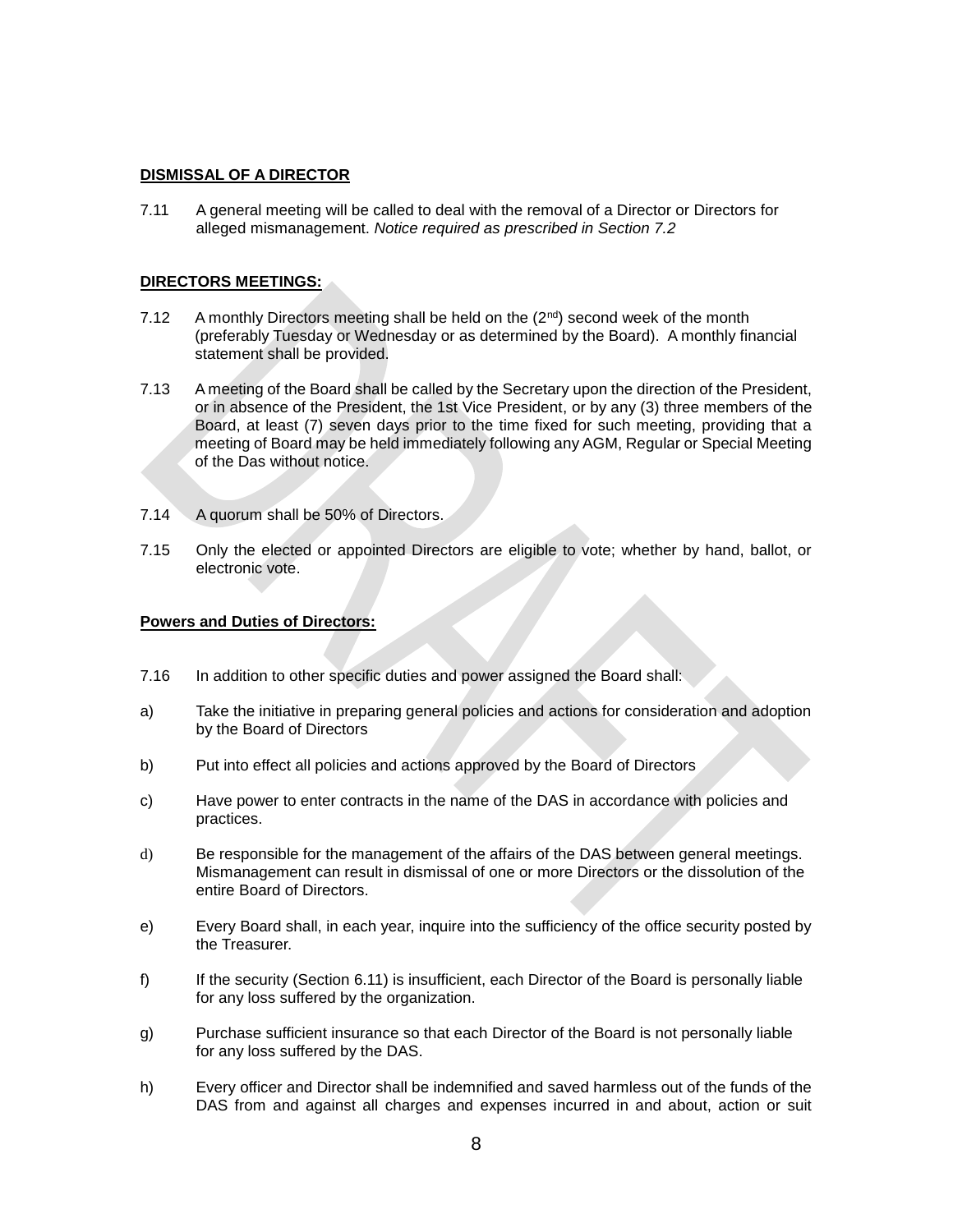**DISMISSAL OF A DIRECTOR**

7.11 A general meeting will be called to deal with the removal of a Director or Directors for alleged mismanagement. *Notice required as prescribed in Section 7.2*

**DIRECTORS MEETINGS:**

7.12 A monthly Directors meeting shall be held on the (2nd) second week of the month (preferably Tuesday or Wednesday or as determined by the Board). A monthly financial statement shall be provided.

7.13 A meeting of the Board shall be called by the Secretary upon the direction of the President, or in absence of the President, the 1st Vice President, or by any (3) three members of the Board, at least (7) seven days prior to the time fixed for such meeting, providing that a meeting of Board may be held immediately following any AGM, Regular or Special Meeting of the Das without notice.

7.14 A quorum shall be 50% of Directors.

7.15 Only the elected or appointed Directors are eligible to vote; whether by hand, ballot, or electronic vote.

**Powers and Duties of Directors:**

7.16 In addition to other specific duties and power assigned the Board shall:

a) Take the initiative in preparing general policies and actions for consideration and adoption by the Board of Directors

b) Put into effect all policies and actions approved by the Board of Directors

c) Have power to enter contracts in the name of the DAS in accordance with policies and practices.

d) Be responsible for the management of the affairs of the DAS between general meetings. Mismanagement can result in dismissal of one or more Directors or the dissolution of the entire Board of Directors.

e) Every Board shall, in each year, inquire into the sufficiency of the office security posted by the Treasurer.

f) If the security (Section 6.11) is insufficient, each Director of the Board is personally liable for any loss suffered by the organization.

g) Purchase sufficient insurance so that each Director of the Board is not personally liable for any loss suffered by the DAS.

h) Every officer and Director shall be indemnified and saved harmless out of the funds of the DAS from and against all charges and expenses incurred in and about, action or suit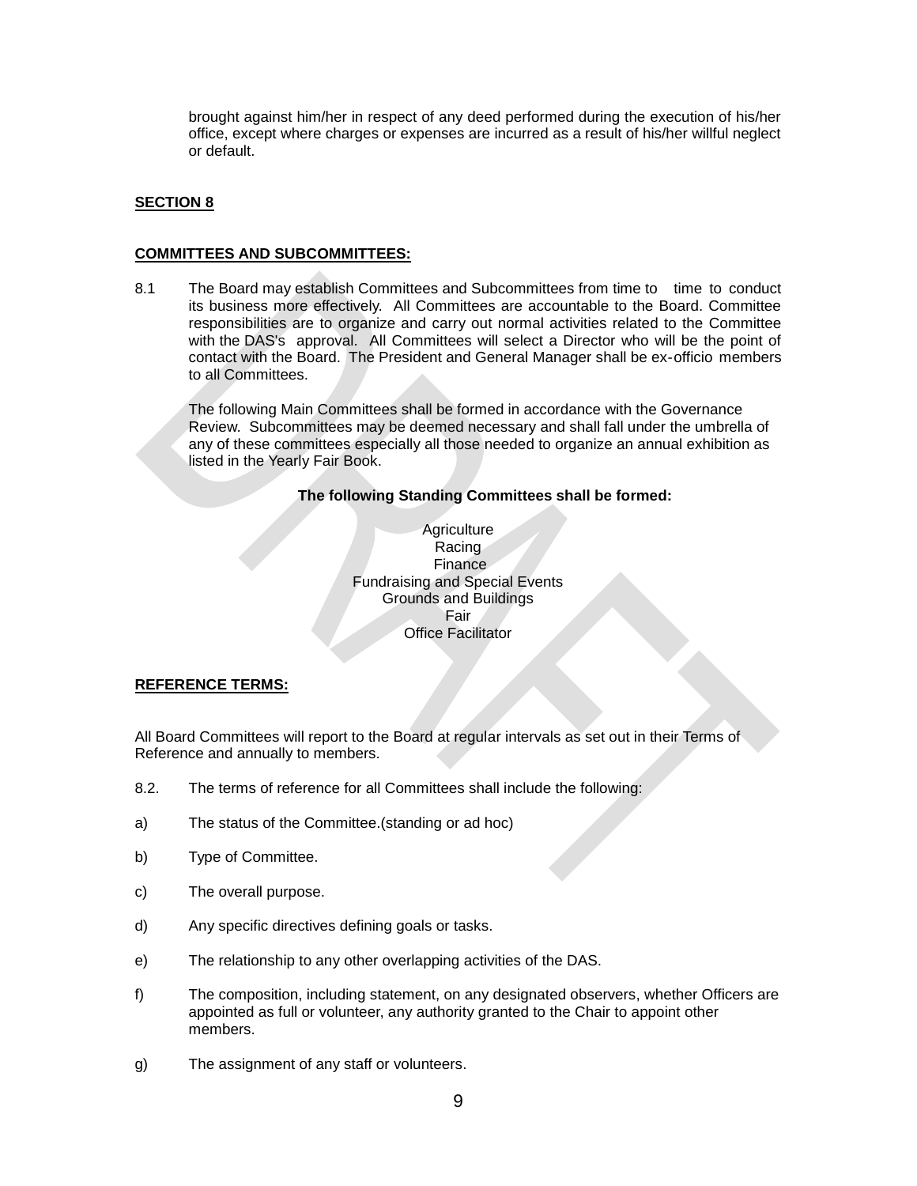brought against him/her in respect of any deed performed during the execution of his/her office, except where charges or expenses are incurred as a result of his/her willful neglect or default.

**SECTION 8**

**COMMITTEES AND SUBCOMMITTEES:**

8.1 The Board may establish Committees and Subcommittees from time to time to conduct its business more effectively. All Committees are accountable to the Board. Committee responsibilities are to organize and carry out normal activities related to the Committee with the DAS's approval. All Committees will select a Director who will be the point of contact with the Board. The President and General Manager shall be ex-officio members to all Committees.

The following Main Committees shall be formed in accordance with the Governance Review. Subcommittees may be deemed necessary and shall fall under the umbrella of any of these committees especially all those needed to organize an annual exhibition as listed in the Yearly Fair Book.

**The following Standing Committees shall be formed:**

Agriculture
Racing
Finance
Fundraising and Special Events
Grounds and Buildings
Fair
Office Facilitator

**REFERENCE TERMS:**

All Board Committees will report to the Board at regular intervals as set out in their Terms of Reference and annually to members.

8.2. The terms of reference for all Committees shall include the following:

a) The status of the Committee.(standing or ad hoc)

b) Type of Committee.

c) The overall purpose.

d) Any specific directives defining goals or tasks.

e) The relationship to any other overlapping activities of the DAS.

f) The composition, including statement, on any designated observers, whether Officers are appointed as full or volunteer, any authority granted to the Chair to appoint other members.

g) The assignment of any staff or volunteers.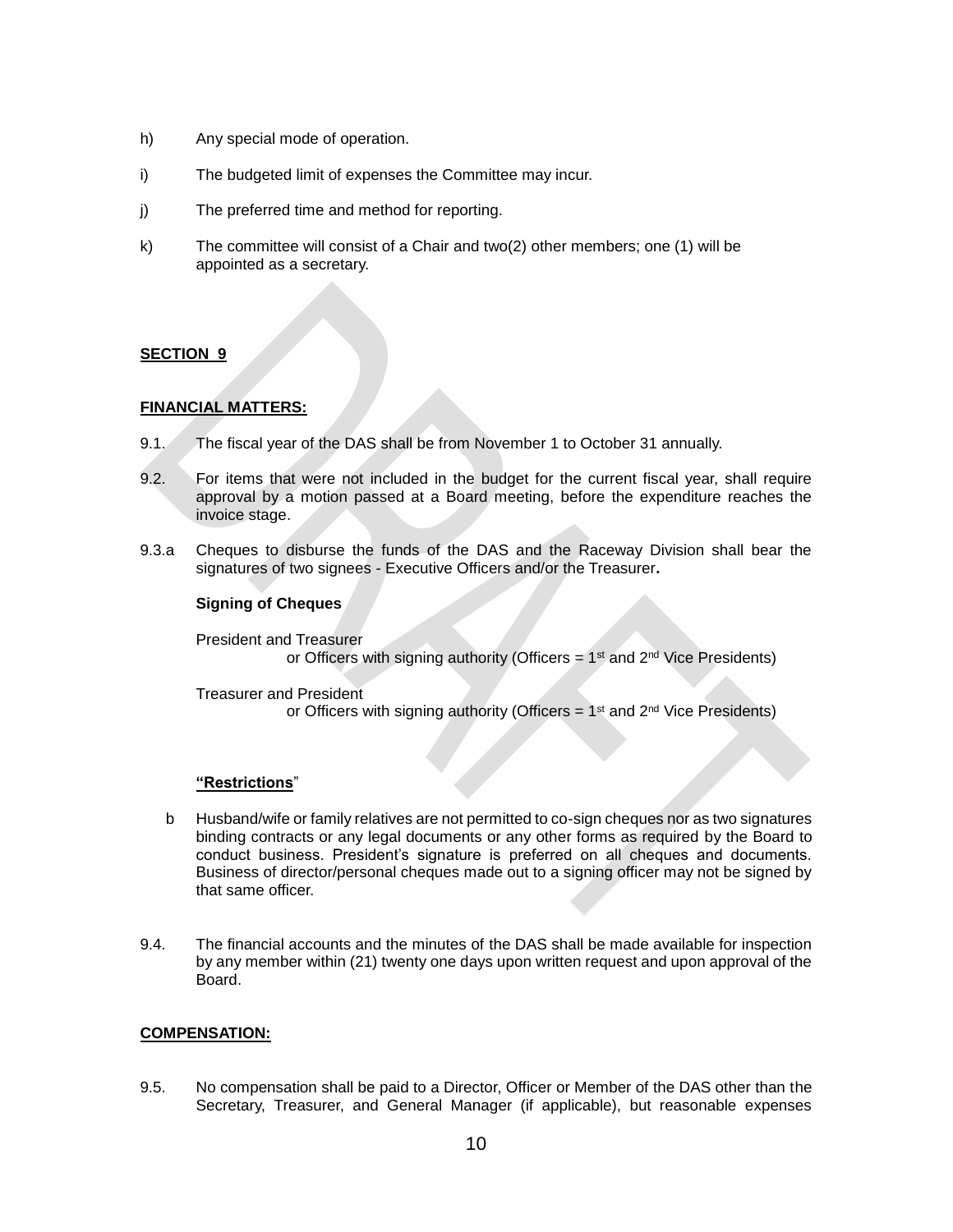h) Any special mode of operation.

i) The budgeted limit of expenses the Committee may incur.

j) The preferred time and method for reporting.

k) The committee will consist of a Chair and two(2) other members; one (1) will be appointed as a secretary.

**SECTION 9**

**FINANCIAL MATTERS:**

9.1. The fiscal year of the DAS shall be from November 1 to October 31 annually.

9.2. For items that were not included in the budget for the current fiscal year, shall require approval by a motion passed at a Board meeting, before the expenditure reaches the invoice stage.

9.3.a Cheques to disburse the funds of the DAS and the Raceway Division shall bear the signatures of two signees - Executive Officers and/or the Treasurer**.**

**Signing of Cheques**

President and Treasurer
or Officers with signing authority (Officers = 1st and 2nd Vice Presidents)

Treasurer and President
or Officers with signing authority (Officers = 1st and 2nd Vice Presidents)

**"Restrictions**"

b Husband/wife or family relatives are not permitted to co-sign cheques nor as two signatures binding contracts or any legal documents or any other forms as required by the Board to conduct business. President's signature is preferred on all cheques and documents. Business of director/personal cheques made out to a signing officer may not be signed by that same officer.

9.4. The financial accounts and the minutes of the DAS shall be made available for inspection by any member within (21) twenty one days upon written request and upon approval of the Board.

**COMPENSATION:**

9.5. No compensation shall be paid to a Director, Officer or Member of the DAS other than the Secretary, Treasurer, and General Manager (if applicable), but reasonable expenses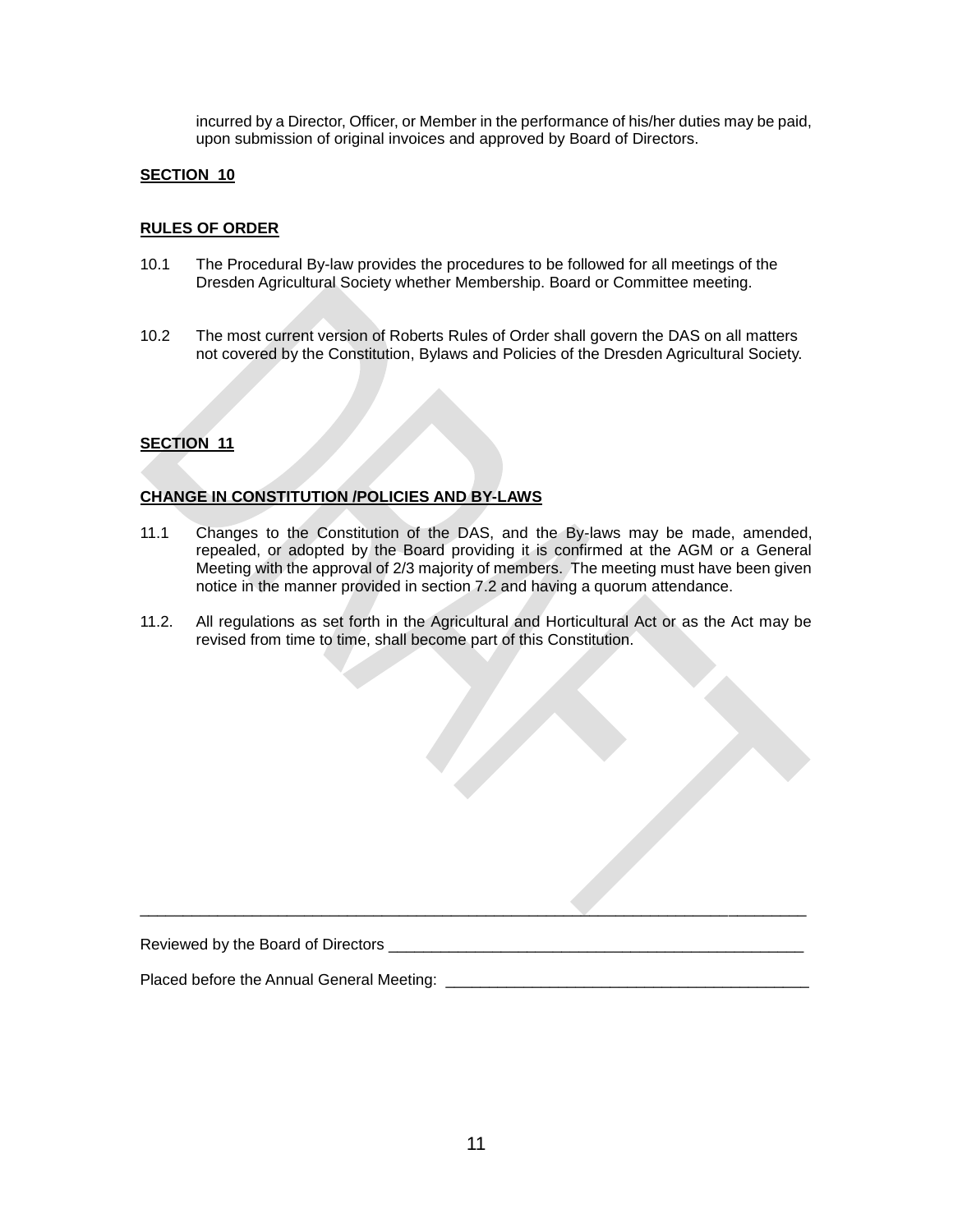incurred by a Director, Officer, or Member in the performance of his/her duties may be paid, upon submission of original invoices and approved by Board of Directors.

**SECTION 10**

**RULES OF ORDER**

10.1 The Procedural By-law provides the procedures to be followed for all meetings of the Dresden Agricultural Society whether Membership. Board or Committee meeting.

10.2 The most current version of Roberts Rules of Order shall govern the DAS on all matters not covered by the Constitution, Bylaws and Policies of the Dresden Agricultural Society.

**SECTION 11**

**CHANGE IN CONSTITUTION /POLICIES AND BY-LAWS**

11.1 Changes to the Constitution of the DAS, and the By-laws may be made, amended, repealed, or adopted by the Board providing it is confirmed at the AGM or a General Meeting with the approval of 2/3 majority of members. The meeting must have been given notice in the manner provided in section 7.2 and having a quorum attendance.

11.2. All regulations as set forth in the Agricultural and Horticultural Act or as the Act may be revised from time to time, shall become part of this Constitution.

---

Reviewed by the Board of Directors ________________________________________________

Placed before the Annual General Meeting: ________________________________________